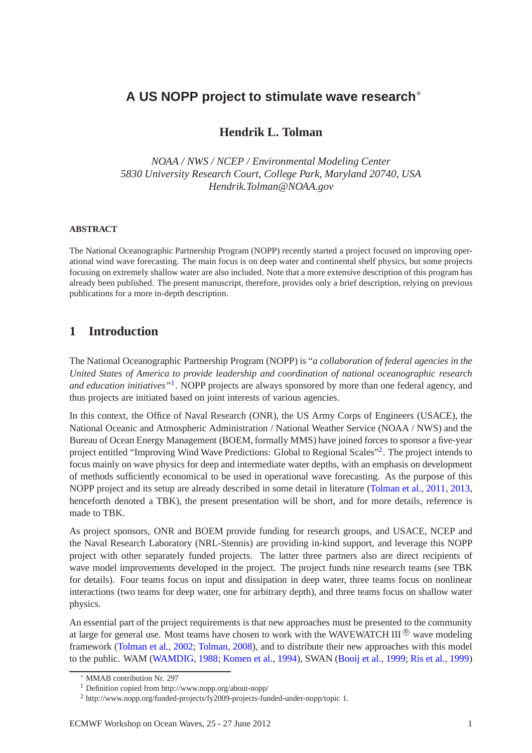# A US NOPP project to stimulate wave research*

**Hendrik L. Tolman**

*NOAA / NWS / NCEP / Environmental Modeling Center*
*5830 University Research Court, College Park, Maryland 20740, USA*
*Hendrik.Tolman@NOAA.gov*

**ABSTRACT**

The National Oceanographic Partnership Program (NOPP) recently started a project focused on improving operational wind wave forecasting. The main focus is on deep water and continental shelf physics, but some projects focusing on extremely shallow water are also included. Note that a more extensive description of this program has already been published. The present manuscript, therefore, provides only a brief description, relying on previous publications for a more in-depth description.

## 1 Introduction

The National Oceanographic Partnership Program (NOPP) is "*a collaboration of federal agencies in the United States of America to provide leadership and coordination of national oceanographic research and education initiatives*"[1]. NOPP projects are always sponsored by more than one federal agency, and thus projects are initiated based on joint interests of various agencies.

In this context, the Office of Naval Research (ONR), the US Army Corps of Engineers (USACE), the National Oceanic and Atmospheric Administration / National Weather Service (NOAA / NWS) and the Bureau of Ocean Energy Management (BOEM, formally MMS) have joined forces to sponsor a five-year project entitled "Improving Wind Wave Predictions: Global to Regional Scales"[2]. The project intends to focus mainly on wave physics for deep and intermediate water depths, with an emphasis on development of methods sufficiently economical to be used in operational wave forecasting. As the purpose of this NOPP project and its setup are already described in some detail in literature (Tolman et al., 2011, 2013, henceforth denoted a TBK), the present presentation will be short, and for more details, reference is made to TBK.

As project sponsors, ONR and BOEM provide funding for research groups, and USACE, NCEP and the Naval Research Laboratory (NRL-Stennis) are providing in-kind support, and leverage this NOPP project with other separately funded projects. The latter three partners also are direct recipients of wave model improvements developed in the project. The project funds nine research teams (see TBK for details). Four teams focus on input and dissipation in deep water, three teams focus on nonlinear interactions (two teams for deep water, one for arbitrary depth), and three teams focus on shallow water physics.

An essential part of the project requirements is that new approaches must be presented to the community at large for general use. Most teams have chosen to work with the WAVEWATCH III® wave modeling framework (Tolman et al., 2002; Tolman, 2008), and to distribute their new approaches with this model to the public. WAM (WAMDIG, 1988; Komen et al., 1994), SWAN (Booij et al., 1999; Ris et al., 1999)

---

* MMAB contribution Nr. 297

[1] Definition copied from http://www.nopp.org/about-nopp/

[2] http://www.nopp.org/funded-projects/fy2009-projects-funded-under-nopp/topic 1.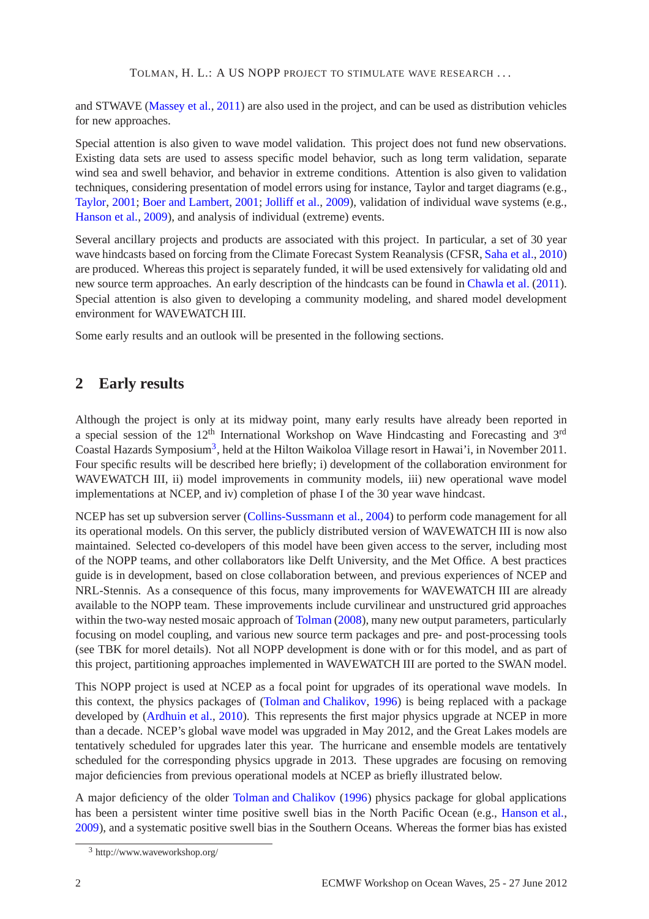and STWAVE (Massey et al., 2011) are also used in the project, and can be used as distribution vehicles for new approaches.

Special attention is also given to wave model validation. This project does not fund new observations. Existing data sets are used to assess specific model behavior, such as long term validation, separate wind sea and swell behavior, and behavior in extreme conditions. Attention is also given to validation techniques, considering presentation of model errors using for instance, Taylor and target diagrams (e.g., Taylor, 2001; Boer and Lambert, 2001; Jolliff et al., 2009), validation of individual wave systems (e.g., Hanson et al., 2009), and analysis of individual (extreme) events.

Several ancillary projects and products are associated with this project. In particular, a set of 30 year wave hindcasts based on forcing from the Climate Forecast System Reanalysis (CFSR, Saha et al., 2010) are produced. Whereas this project is separately funded, it will be used extensively for validating old and new source term approaches. An early description of the hindcasts can be found in Chawla et al. (2011). Special attention is also given to developing a community modeling, and shared model development environment for WAVEWATCH III.

Some early results and an outlook will be presented in the following sections.

## 2 Early results

Although the project is only at its midway point, many early results have already been reported in a special session of the 12th International Workshop on Wave Hindcasting and Forecasting and 3rd Coastal Hazards Symposium[3], held at the Hilton Waikoloa Village resort in Hawai'i, in November 2011. Four specific results will be described here briefly; i) development of the collaboration environment for WAVEWATCH III, ii) model improvements in community models, iii) new operational wave model implementations at NCEP, and iv) completion of phase I of the 30 year wave hindcast.

NCEP has set up subversion server (Collins-Sussmann et al., 2004) to perform code management for all its operational models. On this server, the publicly distributed version of WAVEWATCH III is now also maintained. Selected co-developers of this model have been given access to the server, including most of the NOPP teams, and other collaborators like Delft University, and the Met Office. A best practices guide is in development, based on close collaboration between, and previous experiences of NCEP and NRL-Stennis. As a consequence of this focus, many improvements for WAVEWATCH III are already available to the NOPP team. These improvements include curvilinear and unstructured grid approaches within the two-way nested mosaic approach of Tolman (2008), many new output parameters, particularly focusing on model coupling, and various new source term packages and pre- and post-processing tools (see TBK for morel details). Not all NOPP development is done with or for this model, and as part of this project, partitioning approaches implemented in WAVEWATCH III are ported to the SWAN model.

This NOPP project is used at NCEP as a focal point for upgrades of its operational wave models. In this context, the physics packages of (Tolman and Chalikov, 1996) is being replaced with a package developed by (Ardhuin et al., 2010). This represents the first major physics upgrade at NCEP in more than a decade. NCEP's global wave model was upgraded in May 2012, and the Great Lakes models are tentatively scheduled for upgrades later this year. The hurricane and ensemble models are tentatively scheduled for the corresponding physics upgrade in 2013. These upgrades are focusing on removing major deficiencies from previous operational models at NCEP as briefly illustrated below.

A major deficiency of the older Tolman and Chalikov (1996) physics package for global applications has been a persistent winter time positive swell bias in the North Pacific Ocean (e.g., Hanson et al., 2009), and a systematic positive swell bias in the Southern Oceans. Whereas the former bias has existed

[3] http://www.waveworkshop.org/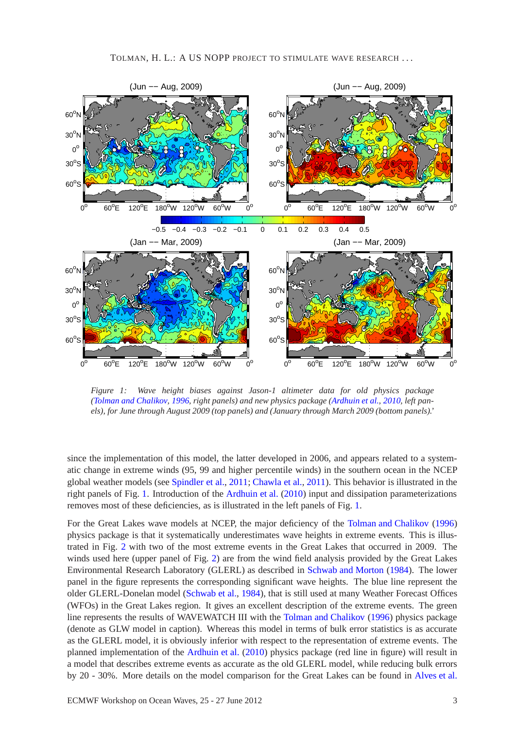*Figure 1: Wave height biases against Jason-1 altimeter data for old physics package (Tolman and Chalikov, 1996, right panels) and new physics package (Ardhuin et al., 2010, left panels), for June through August 2009 (top panels) and (January through March 2009 (bottom panels).'*

since the implementation of this model, the latter developed in 2006, and appears related to a systematic change in extreme winds (95, 99 and higher percentile winds) in the southern ocean in the NCEP global weather models (see Spindler et al., 2011; Chawla et al., 2011). This behavior is illustrated in the right panels of Fig. 1. Introduction of the Ardhuin et al. (2010) input and dissipation parameterizations removes most of these deficiencies, as is illustrated in the left panels of Fig. 1.

For the Great Lakes wave models at NCEP, the major deficiency of the Tolman and Chalikov (1996) physics package is that it systematically underestimates wave heights in extreme events. This is illustrated in Fig. 2 with two of the most extreme events in the Great Lakes that occurred in 2009. The winds used here (upper panel of Fig. 2) are from the wind field analysis provided by the Great Lakes Environmental Research Laboratory (GLERL) as described in Schwab and Morton (1984). The lower panel in the figure represents the corresponding significant wave heights. The blue line represent the older GLERL-Donelan model (Schwab et al., 1984), that is still used at many Weather Forecast Offices (WFOs) in the Great Lakes region. It gives an excellent description of the extreme events. The green line represents the results of WAVEWATCH III with the Tolman and Chalikov (1996) physics package (denote as GLW model in caption). Whereas this model in terms of bulk error statistics is as accurate as the GLERL model, it is obviously inferior with respect to the representation of extreme events. The planned implementation of the Ardhuin et al. (2010) physics package (red line in figure) will result in a model that describes extreme events as accurate as the old GLERL model, while reducing bulk errors by 20 - 30%. More details on the model comparison for the Great Lakes can be found in Alves et al.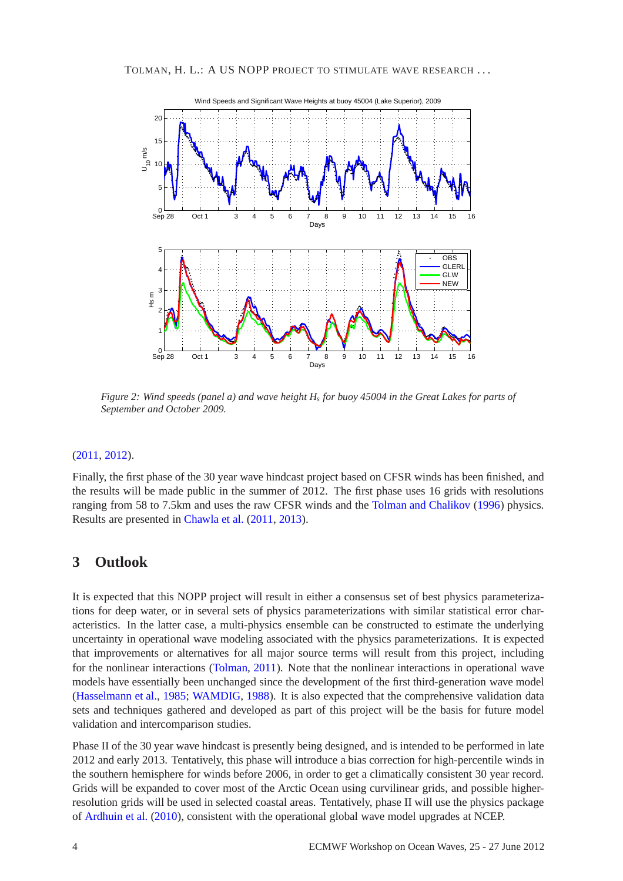Figure 2: Wind speeds (panel a) and wave height $H_s$ for buoy 45004 in the Great Lakes for parts of September and October 2009.

(2011, 2012).

Finally, the first phase of the 30 year wave hindcast project based on CFSR winds has been finished, and the results will be made public in the summer of 2012. The first phase uses 16 grids with resolutions ranging from 58 to 7.5km and uses the raw CFSR winds and the Tolman and Chalikov (1996) physics. Results are presented in Chawla et al. (2011, 2013).

## 3 Outlook

It is expected that this NOPP project will result in either a consensus set of best physics parameterizations for deep water, or in several sets of physics parameterizations with similar statistical error characteristics. In the latter case, a multi-physics ensemble can be constructed to estimate the underlying uncertainty in operational wave modeling associated with the physics parameterizations. It is expected that improvements or alternatives for all major source terms will result from this project, including for the nonlinear interactions (Tolman, 2011). Note that the nonlinear interactions in operational wave models have essentially been unchanged since the development of the first third-generation wave model (Hasselmann et al., 1985; WAMDIG, 1988). It is also expected that the comprehensive validation data sets and techniques gathered and developed as part of this project will be the basis for future model validation and intercomparison studies.

Phase II of the 30 year wave hindcast is presently being designed, and is intended to be performed in late 2012 and early 2013. Tentatively, this phase will introduce a bias correction for high-percentile winds in the southern hemisphere for winds before 2006, in order to get a climatically consistent 30 year record. Grids will be expanded to cover most of the Arctic Ocean using curvilinear grids, and possible higher-resolution grids will be used in selected coastal areas. Tentatively, phase II will use the physics package of Ardhuin et al. (2010), consistent with the operational global wave model upgrades at NCEP.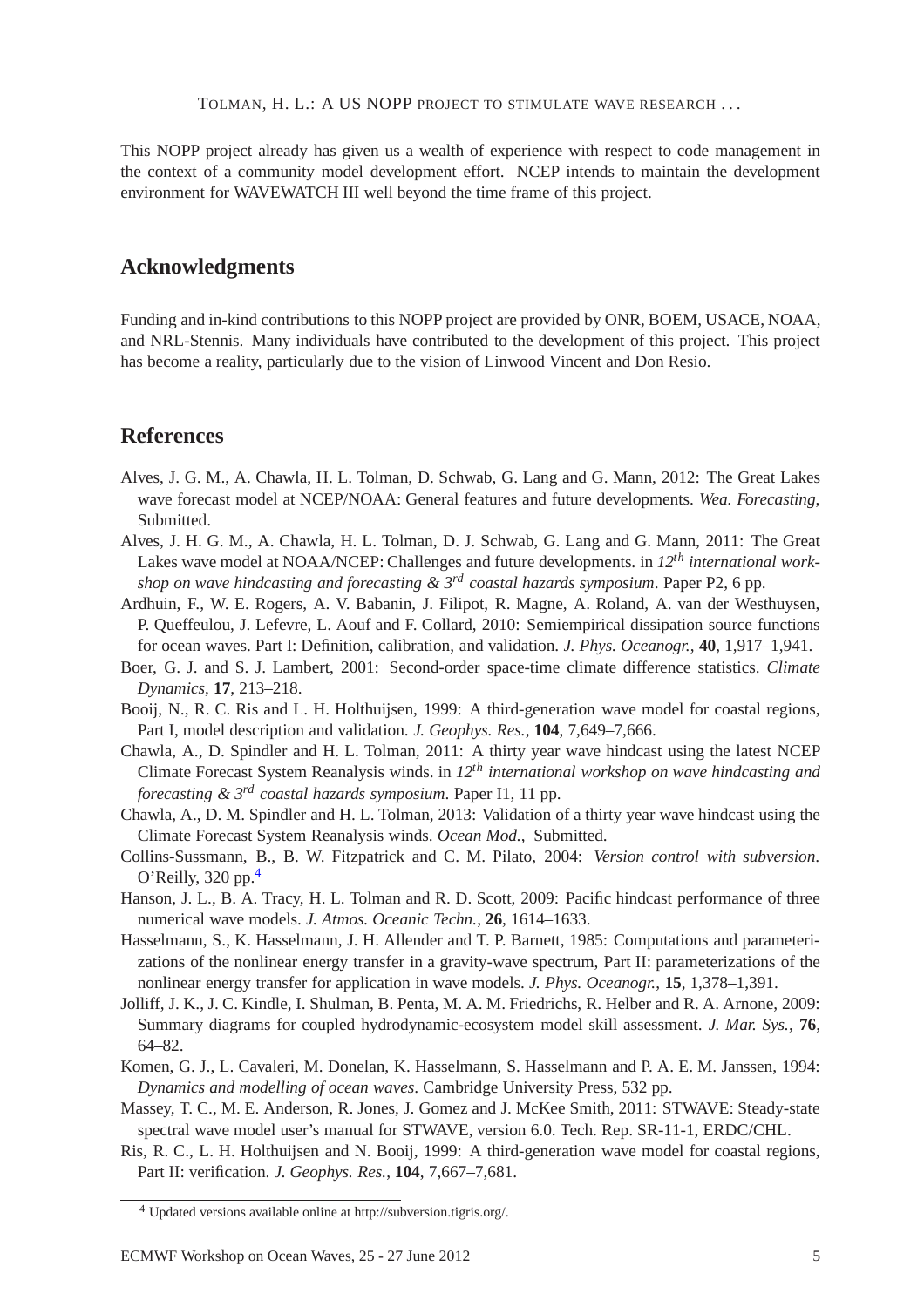This NOPP project already has given us a wealth of experience with respect to code management in the context of a community model development effort. NCEP intends to maintain the development environment for WAVEWATCH III well beyond the time frame of this project.

## Acknowledgments

Funding and in-kind contributions to this NOPP project are provided by ONR, BOEM, USACE, NOAA, and NRL-Stennis. Many individuals have contributed to the development of this project. This project has become a reality, particularly due to the vision of Linwood Vincent and Don Resio.

## References

Alves, J. G. M., A. Chawla, H. L. Tolman, D. Schwab, G. Lang and G. Mann, 2012: The Great Lakes wave forecast model at NCEP/NOAA: General features and future developments. *Wea. Forecasting*, Submitted.

Alves, J. H. G. M., A. Chawla, H. L. Tolman, D. J. Schwab, G. Lang and G. Mann, 2011: The Great Lakes wave model at NOAA/NCEP: Challenges and future developments. in *12th international workshop on wave hindcasting and forecasting & 3rd coastal hazards symposium*. Paper P2, 6 pp.

Ardhuin, F., W. E. Rogers, A. V. Babanin, J. Filipot, R. Magne, A. Roland, A. van der Westhuysen, P. Queffeulou, J. Lefevre, L. Aouf and F. Collard, 2010: Semiempirical dissipation source functions for ocean waves. Part I: Definition, calibration, and validation. *J. Phys. Oceanogr.*, **40**, 1,917–1,941.

Boer, G. J. and S. J. Lambert, 2001: Second-order space-time climate difference statistics. *Climate Dynamics*, **17**, 213–218.

Booij, N., R. C. Ris and L. H. Holthuijsen, 1999: A third-generation wave model for coastal regions, Part I, model description and validation. *J. Geophys. Res.*, **104**, 7,649–7,666.

Chawla, A., D. Spindler and H. L. Tolman, 2011: A thirty year wave hindcast using the latest NCEP Climate Forecast System Reanalysis winds. in *12th international workshop on wave hindcasting and forecasting & 3rd coastal hazards symposium*. Paper I1, 11 pp.

Chawla, A., D. M. Spindler and H. L. Tolman, 2013: Validation of a thirty year wave hindcast using the Climate Forecast System Reanalysis winds. *Ocean Mod.*, Submitted.

Collins-Sussmann, B., B. W. Fitzpatrick and C. M. Pilato, 2004: *Version control with subversion*. O'Reilly, 320 pp.[4]

Hanson, J. L., B. A. Tracy, H. L. Tolman and R. D. Scott, 2009: Pacific hindcast performance of three numerical wave models. *J. Atmos. Oceanic Techn.*, **26**, 1614–1633.

Hasselmann, S., K. Hasselmann, J. H. Allender and T. P. Barnett, 1985: Computations and parameterizations of the nonlinear energy transfer in a gravity-wave spectrum, Part II: parameterizations of the nonlinear energy transfer for application in wave models. *J. Phys. Oceanogr.*, **15**, 1,378–1,391.

Jolliff, J. K., J. C. Kindle, I. Shulman, B. Penta, M. A. M. Friedrichs, R. Helber and R. A. Arnone, 2009: Summary diagrams for coupled hydrodynamic-ecosystem model skill assessment. *J. Mar. Sys.*, **76**, 64–82.

Komen, G. J., L. Cavaleri, M. Donelan, K. Hasselmann, S. Hasselmann and P. A. E. M. Janssen, 1994: *Dynamics and modelling of ocean waves*. Cambridge University Press, 532 pp.

Massey, T. C., M. E. Anderson, R. Jones, J. Gomez and J. McKee Smith, 2011: STWAVE: Steady-state spectral wave model user's manual for STWAVE, version 6.0. Tech. Rep. SR-11-1, ERDC/CHL.

Ris, R. C., L. H. Holthuijsen and N. Booij, 1999: A third-generation wave model for coastal regions, Part II: verification. *J. Geophys. Res.*, **104**, 7,667–7,681.

[4] Updated versions available online at http://subversion.tigris.org/.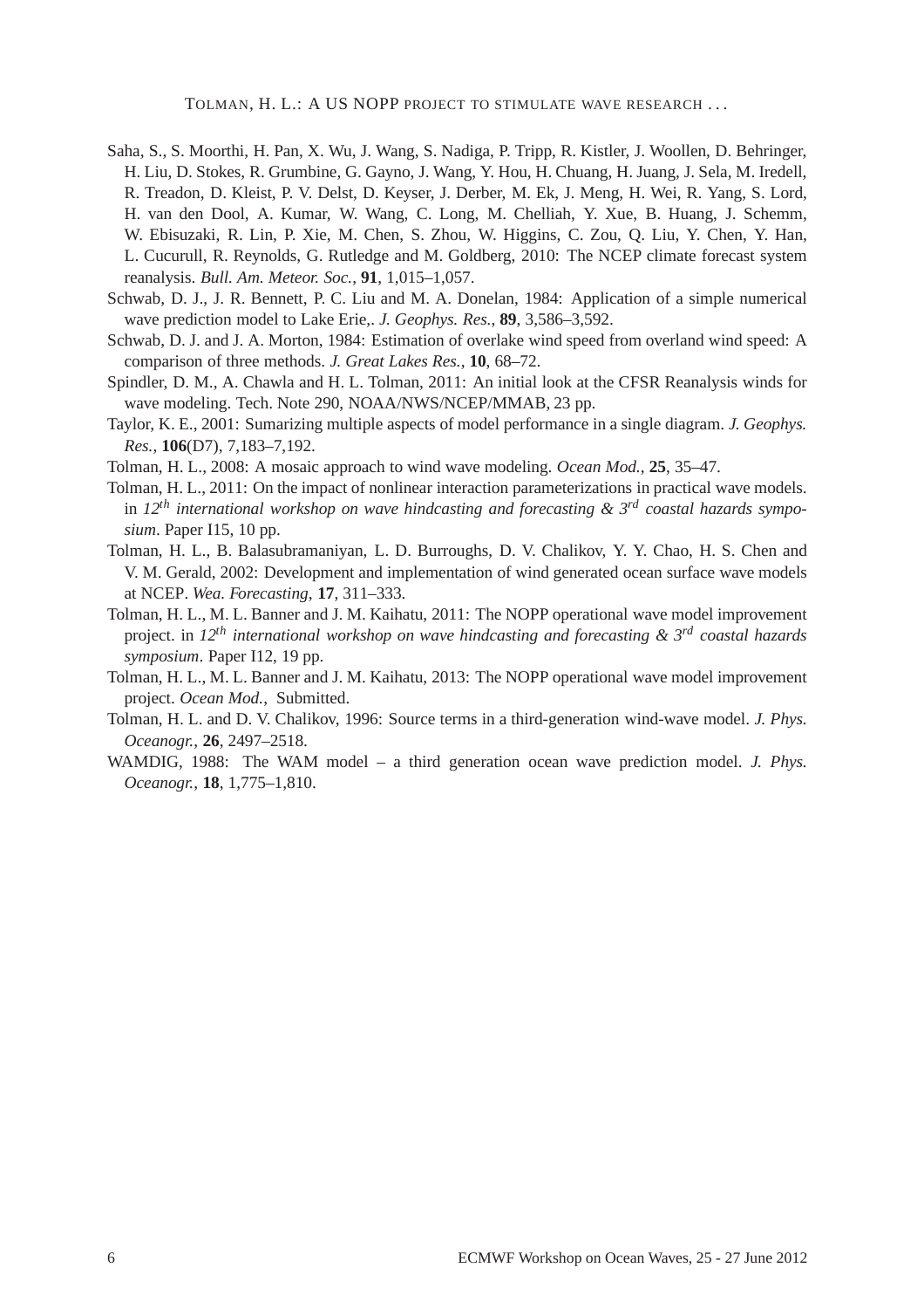Saha, S., S. Moorthi, H. Pan, X. Wu, J. Wang, S. Nadiga, P. Tripp, R. Kistler, J. Woollen, D. Behringer, H. Liu, D. Stokes, R. Grumbine, G. Gayno, J. Wang, Y. Hou, H. Chuang, H. Juang, J. Sela, M. Iredell, R. Treadon, D. Kleist, P. V. Delst, D. Keyser, J. Derber, M. Ek, J. Meng, H. Wei, R. Yang, S. Lord, H. van den Dool, A. Kumar, W. Wang, C. Long, M. Chelliah, Y. Xue, B. Huang, J. Schemm, W. Ebisuzaki, R. Lin, P. Xie, M. Chen, S. Zhou, W. Higgins, C. Zou, Q. Liu, Y. Chen, Y. Han, L. Cucurull, R. Reynolds, G. Rutledge and M. Goldberg, 2010: The NCEP climate forecast system reanalysis. *Bull. Am. Meteor. Soc.*, **91**, 1,015–1,057.

Schwab, D. J., J. R. Bennett, P. C. Liu and M. A. Donelan, 1984: Application of a simple numerical wave prediction model to Lake Erie,. *J. Geophys. Res.*, **89**, 3,586–3,592.

Schwab, D. J. and J. A. Morton, 1984: Estimation of overlake wind speed from overland wind speed: A comparison of three methods. *J. Great Lakes Res.*, **10**, 68–72.

Spindler, D. M., A. Chawla and H. L. Tolman, 2011: An initial look at the CFSR Reanalysis winds for wave modeling. Tech. Note 290, NOAA/NWS/NCEP/MMAB, 23 pp.

Taylor, K. E., 2001: Sumarizing multiple aspects of model performance in a single diagram. *J. Geophys. Res.*, **106**(D7), 7,183–7,192.

Tolman, H. L., 2008: A mosaic approach to wind wave modeling. *Ocean Mod.*, **25**, 35–47.

Tolman, H. L., 2011: On the impact of nonlinear interaction parameterizations in practical wave models. in *12th international workshop on wave hindcasting and forecasting & 3rd coastal hazards symposium*. Paper I15, 10 pp.

Tolman, H. L., B. Balasubramaniyan, L. D. Burroughs, D. V. Chalikov, Y. Y. Chao, H. S. Chen and V. M. Gerald, 2002: Development and implementation of wind generated ocean surface wave models at NCEP. *Wea. Forecasting*, **17**, 311–333.

Tolman, H. L., M. L. Banner and J. M. Kaihatu, 2011: The NOPP operational wave model improvement project. in *12th international workshop on wave hindcasting and forecasting & 3rd coastal hazards symposium*. Paper I12, 19 pp.

Tolman, H. L., M. L. Banner and J. M. Kaihatu, 2013: The NOPP operational wave model improvement project. *Ocean Mod.*, Submitted.

Tolman, H. L. and D. V. Chalikov, 1996: Source terms in a third-generation wind-wave model. *J. Phys. Oceanogr.*, **26**, 2497–2518.

WAMDIG, 1988: The WAM model – a third generation ocean wave prediction model. *J. Phys. Oceanogr.*, **18**, 1,775–1,810.